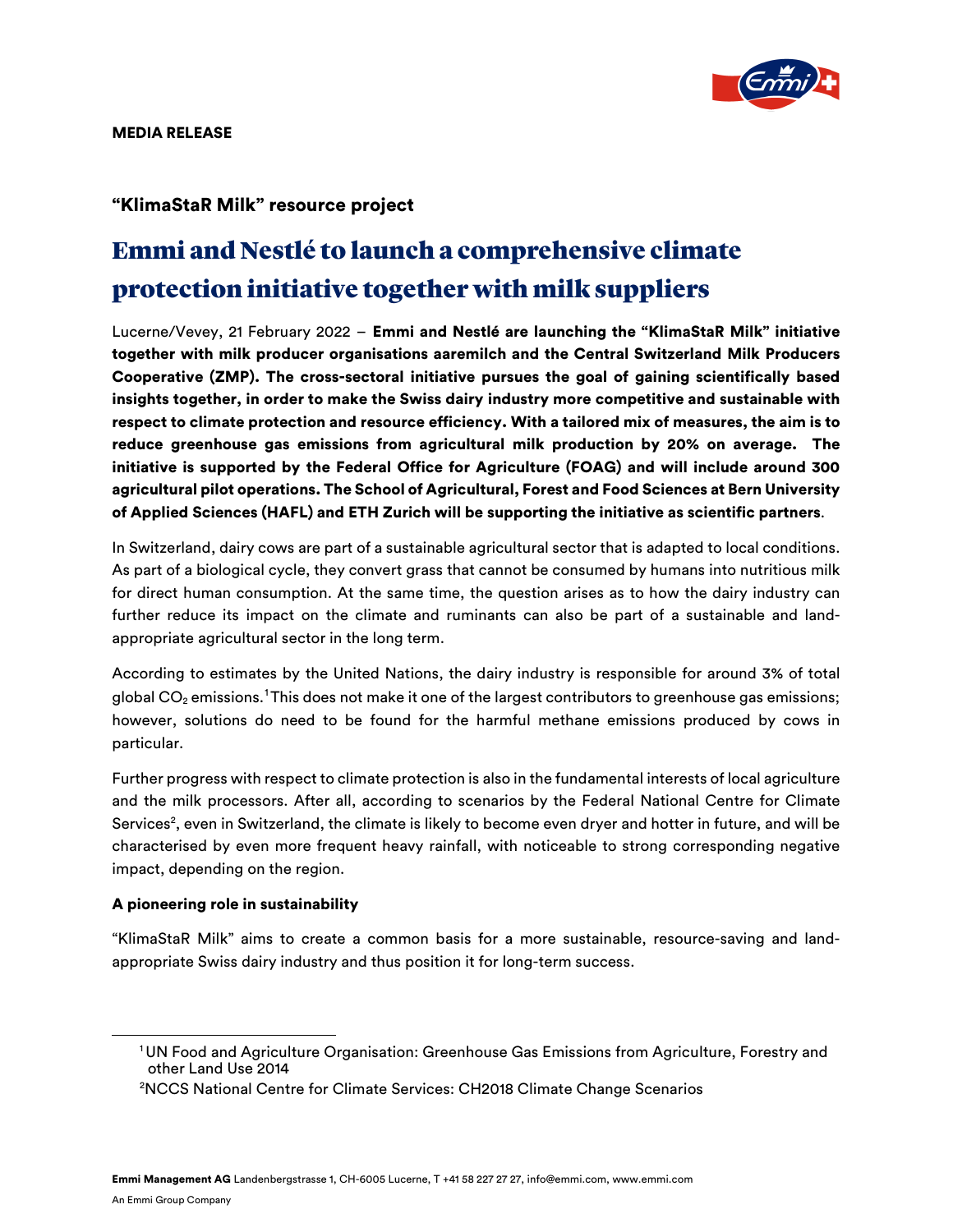**MEDIA RELEASE**

### “KlimaStaR Milk” resource project

# Emmi and Nestlé to launch a comprehensive climate protection initiative together with milk suppliers

Lucerne/Vevey, 21 February 2022 – **Emmi and Nestlé are launching the “KlimaStaR Milk” initiative together with milk producer organisations aaremilch and the Central Switzerland Milk Producers Cooperative (ZMP). The cross-sectoral initiative pursues the goal of gaining scientifically based insights together, in order to make the Swiss dairy industry more competitive and sustainable with respect to climate protection and resource efficiency. With a tailored mix of measures, the aim is to reduce greenhouse gas emissions from agricultural milk production by 20% on average. The initiative is supported by the Federal Office for Agriculture (FOAG) and will include around 300 agricultural pilot operations. The School of Agricultural, Forest and Food Sciences at Bern University of Applied Sciences (HAFL) and ETH Zurich will be supporting the initiative as scientific partners**.

In Switzerland, dairy cows are part of a sustainable agricultural sector that is adapted to local conditions. As part of a biological cycle, they convert grass that cannot be consumed by humans into nutritious milk for direct human consumption. At the same time, the question arises as to how the dairy industry can further reduce its impact on the climate and ruminants can also be part of a sustainable and land-appropriate agricultural sector in the long term.

According to estimates by the United Nations, the dairy industry is responsible for around 3% of total global $CO_2$ emissions.[1] This does not make it one of the largest contributors to greenhouse gas emissions; however, solutions do need to be found for the harmful methane emissions produced by cows in particular.

Further progress with respect to climate protection is also in the fundamental interests of local agriculture and the milk processors. After all, according to scenarios by the Federal National Centre for Climate Services[2], even in Switzerland, the climate is likely to become even dryer and hotter in future, and will be characterised by even more frequent heavy rainfall, with noticeable to strong corresponding negative impact, depending on the region.

**A pioneering role in sustainability**

“KlimaStaR Milk” aims to create a common basis for a more sustainable, resource-saving and land-appropriate Swiss dairy industry and thus position it for long-term success.

---

[1] UN Food and Agriculture Organisation: Greenhouse Gas Emissions from Agriculture, Forestry and other Land Use 2014

[2] NCCS National Centre for Climate Services: CH2018 Climate Change Scenarios

**Emmi Management AG** Landenbergstrasse 1, CH-6005 Lucerne, T +41 58 227 27 27, info@emmi.com, www.emmi.com

An Emmi Group Company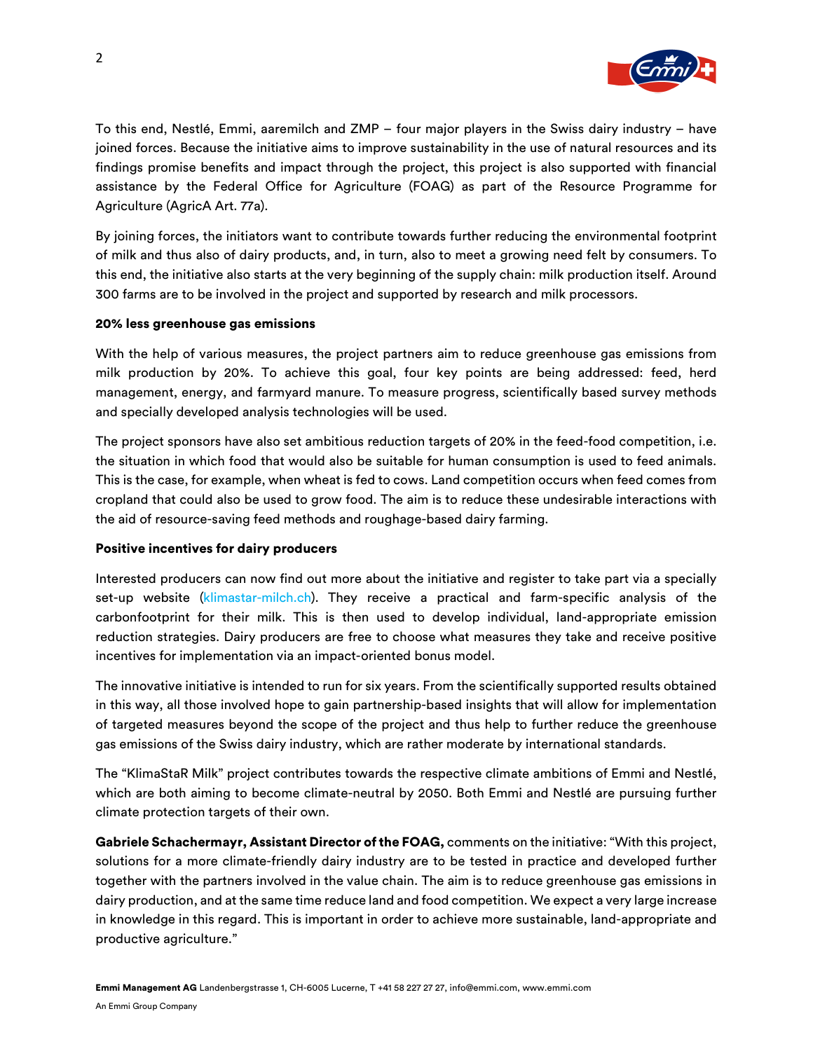To this end, Nestlé, Emmi, aaremilch and ZMP – four major players in the Swiss dairy industry – have joined forces. Because the initiative aims to improve sustainability in the use of natural resources and its findings promise benefits and impact through the project, this project is also supported with financial assistance by the Federal Office for Agriculture (FOAG) as part of the Resource Programme for Agriculture (AgricA Art. 77a).

By joining forces, the initiators want to contribute towards further reducing the environmental footprint of milk and thus also of dairy products, and, in turn, also to meet a growing need felt by consumers. To this end, the initiative also starts at the very beginning of the supply chain: milk production itself. Around 300 farms are to be involved in the project and supported by research and milk processors.

**20% less greenhouse gas emissions**

With the help of various measures, the project partners aim to reduce greenhouse gas emissions from milk production by 20%. To achieve this goal, four key points are being addressed: feed, herd management, energy, and farmyard manure. To measure progress, scientifically based survey methods and specially developed analysis technologies will be used.

The project sponsors have also set ambitious reduction targets of 20% in the feed-food competition, i.e. the situation in which food that would also be suitable for human consumption is used to feed animals. This is the case, for example, when wheat is fed to cows. Land competition occurs when feed comes from cropland that could also be used to grow food. The aim is to reduce these undesirable interactions with the aid of resource-saving feed methods and roughage-based dairy farming.

**Positive incentives for dairy producers**

Interested producers can now find out more about the initiative and register to take part via a specially set-up website (klimastar-milch.ch). They receive a practical and farm-specific analysis of the carbonfootprint for their milk. This is then used to develop individual, land-appropriate emission reduction strategies. Dairy producers are free to choose what measures they take and receive positive incentives for implementation via an impact-oriented bonus model.

The innovative initiative is intended to run for six years. From the scientifically supported results obtained in this way, all those involved hope to gain partnership-based insights that will allow for implementation of targeted measures beyond the scope of the project and thus help to further reduce the greenhouse gas emissions of the Swiss dairy industry, which are rather moderate by international standards.

The "KlimaStaR Milk" project contributes towards the respective climate ambitions of Emmi and Nestlé, which are both aiming to become climate-neutral by 2050. Both Emmi and Nestlé are pursuing further climate protection targets of their own.

**Gabriele Schachermayr, Assistant Director of the FOAG,** comments on the initiative: "With this project, solutions for a more climate-friendly dairy industry are to be tested in practice and developed further together with the partners involved in the value chain. The aim is to reduce greenhouse gas emissions in dairy production, and at the same time reduce land and food competition. We expect a very large increase in knowledge in this regard. This is important in order to achieve more sustainable, land-appropriate and productive agriculture."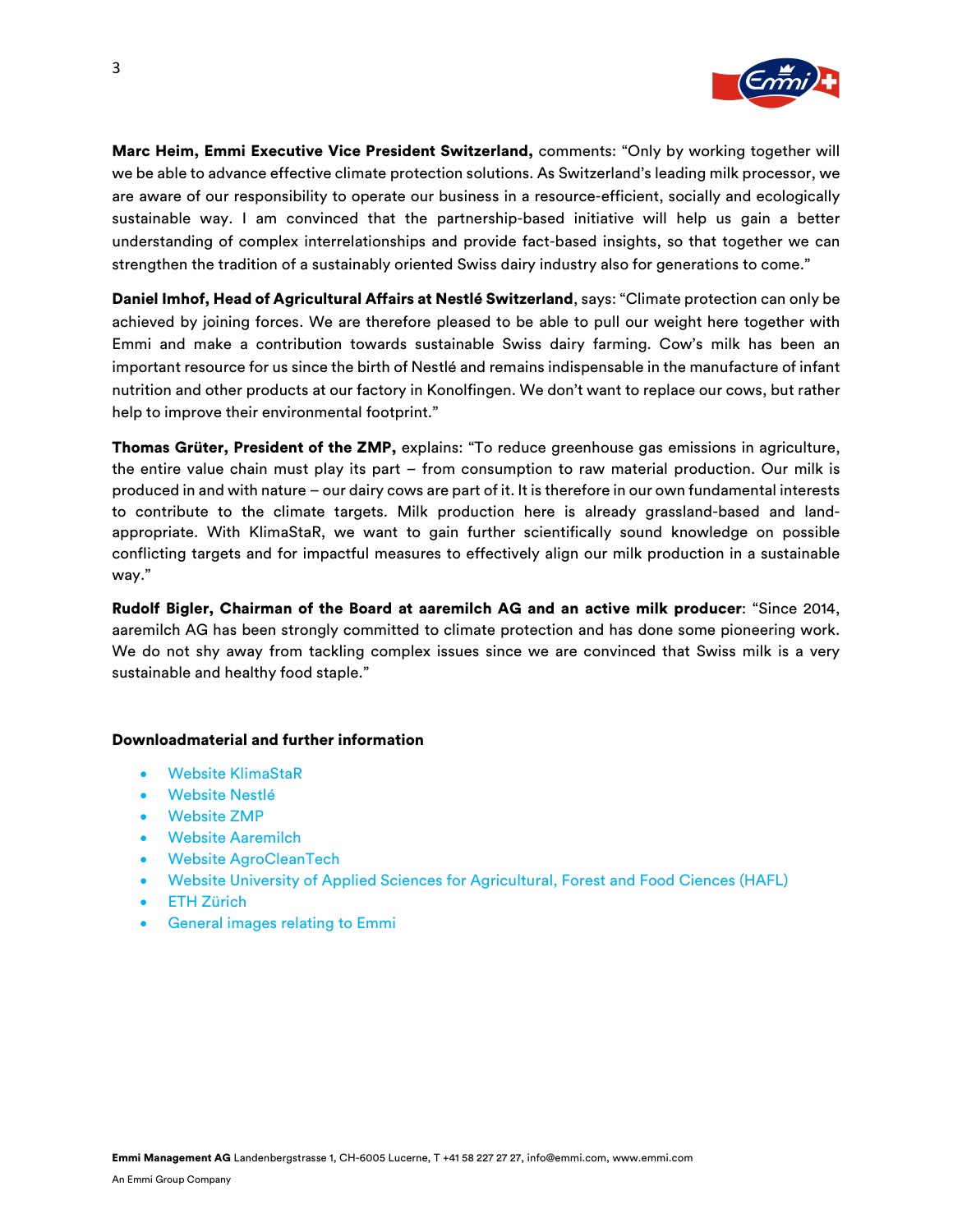**Marc Heim, Emmi Executive Vice President Switzerland,** comments: "Only by working together will we be able to advance effective climate protection solutions. As Switzerland's leading milk processor, we are aware of our responsibility to operate our business in a resource-efficient, socially and ecologically sustainable way. I am convinced that the partnership-based initiative will help us gain a better understanding of complex interrelationships and provide fact-based insights, so that together we can strengthen the tradition of a sustainably oriented Swiss dairy industry also for generations to come."

**Daniel Imhof, Head of Agricultural Affairs at Nestlé Switzerland**, says: "Climate protection can only be achieved by joining forces. We are therefore pleased to be able to pull our weight here together with Emmi and make a contribution towards sustainable Swiss dairy farming. Cow's milk has been an important resource for us since the birth of Nestlé and remains indispensable in the manufacture of infant nutrition and other products at our factory in Konolfingen. We don't want to replace our cows, but rather help to improve their environmental footprint."

**Thomas Grüter, President of the ZMP,** explains: "To reduce greenhouse gas emissions in agriculture, the entire value chain must play its part – from consumption to raw material production. Our milk is produced in and with nature – our dairy cows are part of it. It is therefore in our own fundamental interests to contribute to the climate targets. Milk production here is already grassland-based and land-appropriate. With KlimaStaR, we want to gain further scientifically sound knowledge on possible conflicting targets and for impactful measures to effectively align our milk production in a sustainable way."

**Rudolf Bigler, Chairman of the Board at aaremilch AG and an active milk producer**: "Since 2014, aaremilch AG has been strongly committed to climate protection and has done some pioneering work. We do not shy away from tackling complex issues since we are convinced that Swiss milk is a very sustainable and healthy food staple."

**Downloadmaterial and further information**

- Website KlimaStaR
- Website Nestlé
- Website ZMP
- Website Aaremilch
- Website AgroCleanTech
- Website University of Applied Sciences for Agricultural, Forest and Food Ciences (HAFL)
- ETH Zürich
- General images relating to Emmi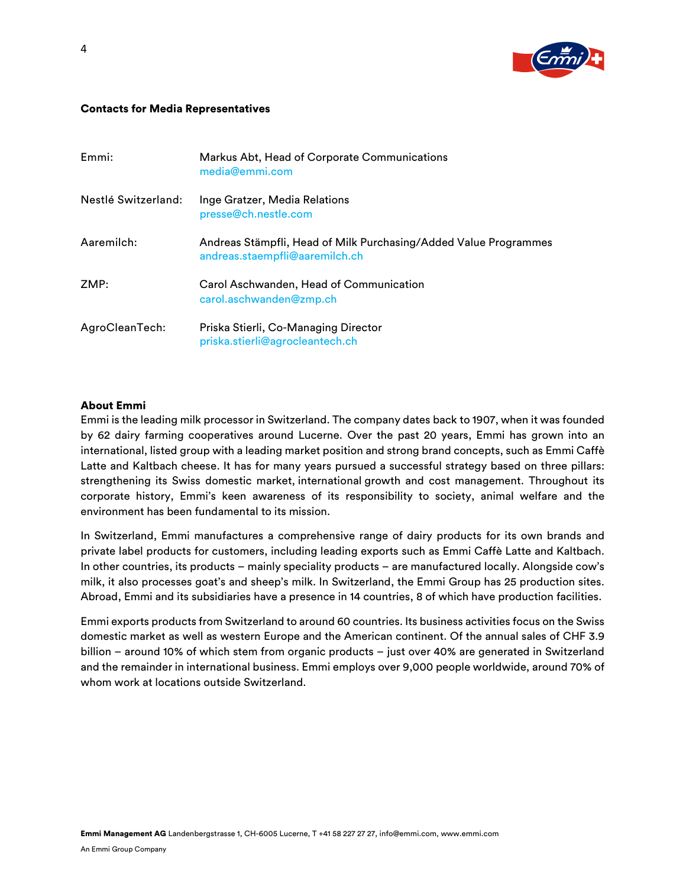**Contacts for Media Representatives**

| | |
|---|---|
| Emmi: | Markus Abt, Head of Corporate Communications<br>media@emmi.com |
| Nestlé Switzerland: | Inge Gratzer, Media Relations<br>presse@ch.nestle.com |
| Aaremilch: | Andreas Stämpfli, Head of Milk Purchasing/Added Value Programmes<br>andreas.staempfli@aaremilch.ch |
| ZMP: | Carol Aschwanden, Head of Communication<br>carol.aschwanden@zmp.ch |
| AgroCleanTech: | Priska Stierli, Co-Managing Director<br>priska.stierli@agrocleantech.ch |

**About Emmi**

Emmi is the leading milk processor in Switzerland. The company dates back to 1907, when it was founded by 62 dairy farming cooperatives around Lucerne. Over the past 20 years, Emmi has grown into an international, listed group with a leading market position and strong brand concepts, such as Emmi Caffè Latte and Kaltbach cheese. It has for many years pursued a successful strategy based on three pillars: strengthening its Swiss domestic market, international growth and cost management. Throughout its corporate history, Emmi's keen awareness of its responsibility to society, animal welfare and the environment has been fundamental to its mission.

In Switzerland, Emmi manufactures a comprehensive range of dairy products for its own brands and private label products for customers, including leading exports such as Emmi Caffè Latte and Kaltbach. In other countries, its products – mainly speciality products – are manufactured locally. Alongside cow's milk, it also processes goat's and sheep's milk. In Switzerland, the Emmi Group has 25 production sites. Abroad, Emmi and its subsidiaries have a presence in 14 countries, 8 of which have production facilities.

Emmi exports products from Switzerland to around 60 countries. Its business activities focus on the Swiss domestic market as well as western Europe and the American continent. Of the annual sales of CHF 3.9 billion – around 10% of which stem from organic products – just over 40% are generated in Switzerland and the remainder in international business. Emmi employs over 9,000 people worldwide, around 70% of whom work at locations outside Switzerland.

**Emmi Management AG** Landenbergstrasse 1, CH-6005 Lucerne, T +41 58 227 27 27, info@emmi.com, www.emmi.com

An Emmi Group Company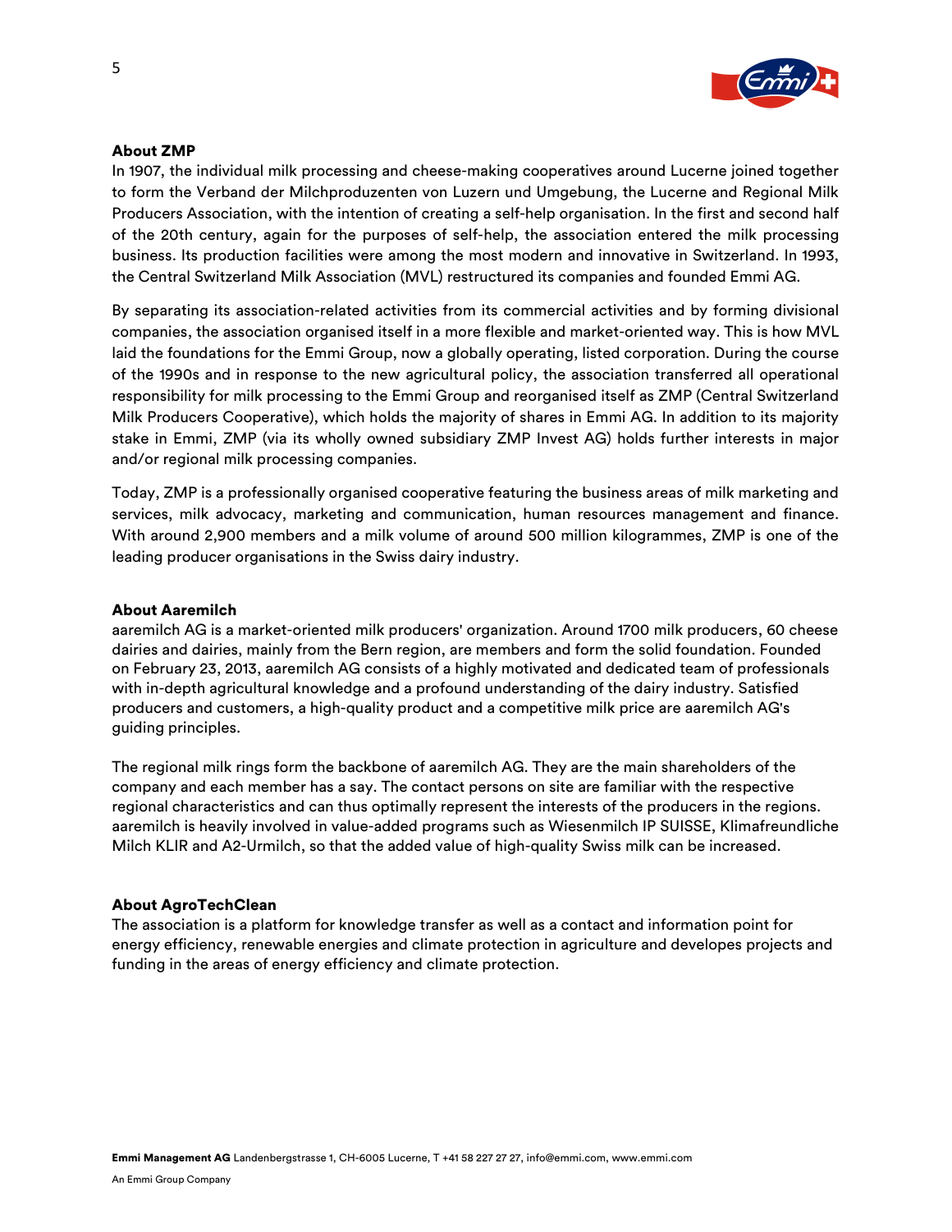**About ZMP**

In 1907, the individual milk processing and cheese-making cooperatives around Lucerne joined together to form the Verband der Milchproduzenten von Luzern und Umgebung, the Lucerne and Regional Milk Producers Association, with the intention of creating a self-help organisation. In the first and second half of the 20th century, again for the purposes of self-help, the association entered the milk processing business. Its production facilities were among the most modern and innovative in Switzerland. In 1993, the Central Switzerland Milk Association (MVL) restructured its companies and founded Emmi AG.

By separating its association-related activities from its commercial activities and by forming divisional companies, the association organised itself in a more flexible and market-oriented way. This is how MVL laid the foundations for the Emmi Group, now a globally operating, listed corporation. During the course of the 1990s and in response to the new agricultural policy, the association transferred all operational responsibility for milk processing to the Emmi Group and reorganised itself as ZMP (Central Switzerland Milk Producers Cooperative), which holds the majority of shares in Emmi AG. In addition to its majority stake in Emmi, ZMP (via its wholly owned subsidiary ZMP Invest AG) holds further interests in major and/or regional milk processing companies.

Today, ZMP is a professionally organised cooperative featuring the business areas of milk marketing and services, milk advocacy, marketing and communication, human resources management and finance. With around 2,900 members and a milk volume of around 500 million kilogrammes, ZMP is one of the leading producer organisations in the Swiss dairy industry.

**About Aaremilch**

aaremilch AG is a market-oriented milk producers' organization. Around 1700 milk producers, 60 cheese dairies and dairies, mainly from the Bern region, are members and form the solid foundation. Founded on February 23, 2013, aaremilch AG consists of a highly motivated and dedicated team of professionals with in-depth agricultural knowledge and a profound understanding of the dairy industry. Satisfied producers and customers, a high-quality product and a competitive milk price are aaremilch AG's guiding principles.

The regional milk rings form the backbone of aaremilch AG. They are the main shareholders of the company and each member has a say. The contact persons on site are familiar with the respective regional characteristics and can thus optimally represent the interests of the producers in the regions. aaremilch is heavily involved in value-added programs such as Wiesenmilch IP SUISSE, Klimafreundliche Milch KLIR and A2-Urmilch, so that the added value of high-quality Swiss milk can be increased.

**About AgroTechClean**

The association is a platform for knowledge transfer as well as a contact and information point for energy efficiency, renewable energies and climate protection in agriculture and developes projects and funding in the areas of energy efficiency and climate protection.

**Emmi Management AG** Landenbergstrasse 1, CH-6005 Lucerne, T +41 58 227 27 27, info@emmi.com, www.emmi.com

An Emmi Group Company